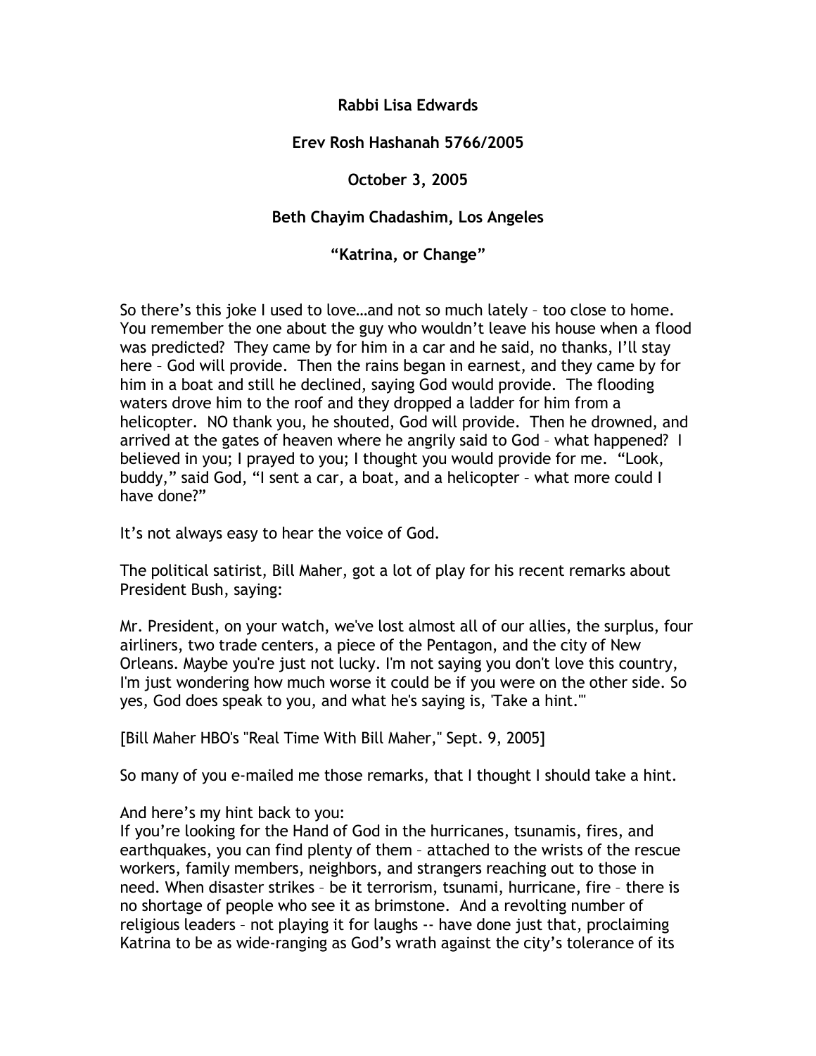**Rabbi Lisa Edwards**

**Erev Rosh Hashanah 5766/2005**

**October 3, 2005**

**Beth Chayim Chadashim, Los Angeles**

**"Katrina, or Change"**

So there's this joke I used to love…and not so much lately – too close to home. You remember the one about the guy who wouldn't leave his house when a flood was predicted? They came by for him in a car and he said, no thanks, I'll stay here – God will provide. Then the rains began in earnest, and they came by for him in a boat and still he declined, saying God would provide. The flooding waters drove him to the roof and they dropped a ladder for him from a helicopter. NO thank you, he shouted, God will provide. Then he drowned, and arrived at the gates of heaven where he angrily said to God – what happened? I believed in you; I prayed to you; I thought you would provide for me. "Look, buddy," said God, "I sent a car, a boat, and a helicopter – what more could I have done?"

It's not always easy to hear the voice of God.

The political satirist, Bill Maher, got a lot of play for his recent remarks about President Bush, saying:

Mr. President, on your watch, we've lost almost all of our allies, the surplus, four airliners, two trade centers, a piece of the Pentagon, and the city of New Orleans. Maybe you're just not lucky. I'm not saying you don't love this country, I'm just wondering how much worse it could be if you were on the other side. So yes, God does speak to you, and what he's saying is, 'Take a hint.'"

[Bill Maher HBO's "Real Time With Bill Maher," Sept. 9, 2005]

So many of you e-mailed me those remarks, that I thought I should take a hint.

And here's my hint back to you:
If you're looking for the Hand of God in the hurricanes, tsunamis, fires, and earthquakes, you can find plenty of them – attached to the wrists of the rescue workers, family members, neighbors, and strangers reaching out to those in need. When disaster strikes – be it terrorism, tsunami, hurricane, fire – there is no shortage of people who see it as brimstone. And a revolting number of religious leaders – not playing it for laughs -- have done just that, proclaiming Katrina to be as wide-ranging as God's wrath against the city's tolerance of its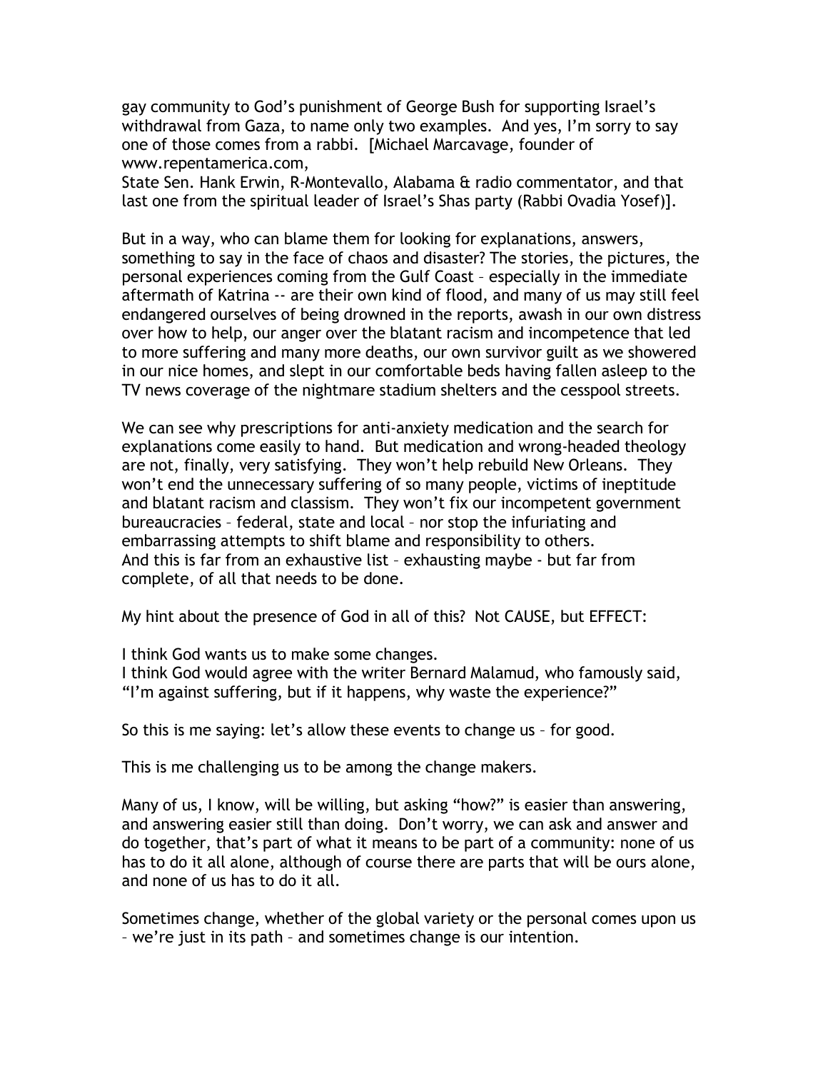gay community to God's punishment of George Bush for supporting Israel's withdrawal from Gaza, to name only two examples. And yes, I'm sorry to say one of those comes from a rabbi. [Michael Marcavage, founder of www.repentamerica.com,
State Sen. Hank Erwin, R-Montevallo, Alabama & radio commentator, and that last one from the spiritual leader of Israel's Shas party (Rabbi Ovadia Yosef)].

But in a way, who can blame them for looking for explanations, answers, something to say in the face of chaos and disaster? The stories, the pictures, the personal experiences coming from the Gulf Coast – especially in the immediate aftermath of Katrina -- are their own kind of flood, and many of us may still feel endangered ourselves of being drowned in the reports, awash in our own distress over how to help, our anger over the blatant racism and incompetence that led to more suffering and many more deaths, our own survivor guilt as we showered in our nice homes, and slept in our comfortable beds having fallen asleep to the TV news coverage of the nightmare stadium shelters and the cesspool streets.

We can see why prescriptions for anti-anxiety medication and the search for explanations come easily to hand. But medication and wrong-headed theology are not, finally, very satisfying. They won't help rebuild New Orleans. They won't end the unnecessary suffering of so many people, victims of ineptitude and blatant racism and classism. They won't fix our incompetent government bureaucracies – federal, state and local – nor stop the infuriating and embarrassing attempts to shift blame and responsibility to others.
And this is far from an exhaustive list – exhausting maybe - but far from complete, of all that needs to be done.

My hint about the presence of God in all of this? Not CAUSE, but EFFECT:

I think God wants us to make some changes.
I think God would agree with the writer Bernard Malamud, who famously said, "I'm against suffering, but if it happens, why waste the experience?"

So this is me saying: let's allow these events to change us – for good.

This is me challenging us to be among the change makers.

Many of us, I know, will be willing, but asking "how?" is easier than answering, and answering easier still than doing. Don't worry, we can ask and answer and do together, that's part of what it means to be part of a community: none of us has to do it all alone, although of course there are parts that will be ours alone, and none of us has to do it all.

Sometimes change, whether of the global variety or the personal comes upon us – we're just in its path – and sometimes change is our intention.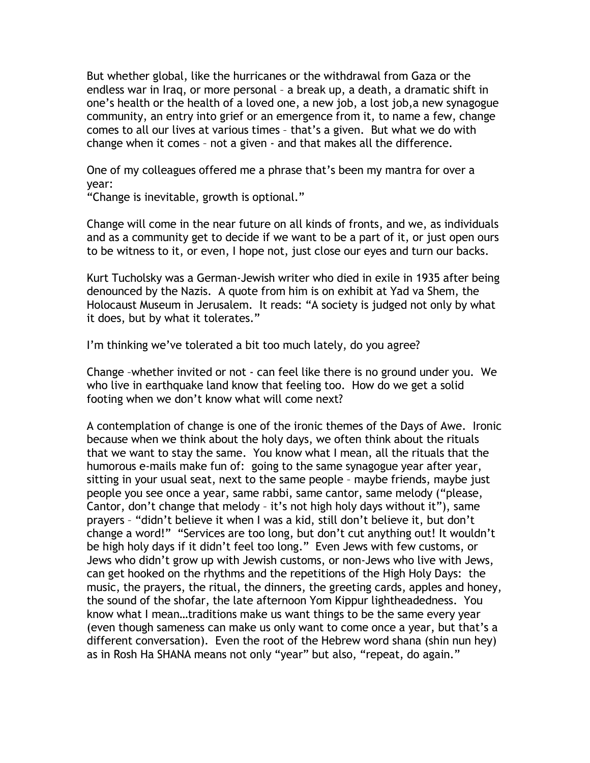But whether global, like the hurricanes or the withdrawal from Gaza or the endless war in Iraq, or more personal – a break up, a death, a dramatic shift in one's health or the health of a loved one, a new job, a lost job,a new synagogue community, an entry into grief or an emergence from it, to name a few, change comes to all our lives at various times – that's a given. But what we do with change when it comes – not a given - and that makes all the difference.

One of my colleagues offered me a phrase that's been my mantra for over a year:
"Change is inevitable, growth is optional."

Change will come in the near future on all kinds of fronts, and we, as individuals and as a community get to decide if we want to be a part of it, or just open ours to be witness to it, or even, I hope not, just close our eyes and turn our backs.

Kurt Tucholsky was a German-Jewish writer who died in exile in 1935 after being denounced by the Nazis. A quote from him is on exhibit at Yad va Shem, the Holocaust Museum in Jerusalem. It reads: "A society is judged not only by what it does, but by what it tolerates."

I'm thinking we've tolerated a bit too much lately, do you agree?

Change –whether invited or not - can feel like there is no ground under you. We who live in earthquake land know that feeling too. How do we get a solid footing when we don't know what will come next?

A contemplation of change is one of the ironic themes of the Days of Awe. Ironic because when we think about the holy days, we often think about the rituals that we want to stay the same. You know what I mean, all the rituals that the humorous e-mails make fun of: going to the same synagogue year after year, sitting in your usual seat, next to the same people – maybe friends, maybe just people you see once a year, same rabbi, same cantor, same melody ("please, Cantor, don't change that melody – it's not high holy days without it"), same prayers – "didn't believe it when I was a kid, still don't believe it, but don't change a word!" "Services are too long, but don't cut anything out! It wouldn't be high holy days if it didn't feel too long." Even Jews with few customs, or Jews who didn't grow up with Jewish customs, or non-Jews who live with Jews, can get hooked on the rhythms and the repetitions of the High Holy Days: the music, the prayers, the ritual, the dinners, the greeting cards, apples and honey, the sound of the shofar, the late afternoon Yom Kippur lightheadedness. You know what I mean…traditions make us want things to be the same every year (even though sameness can make us only want to come once a year, but that's a different conversation). Even the root of the Hebrew word shana (shin nun hey) as in Rosh Ha SHANA means not only "year" but also, "repeat, do again."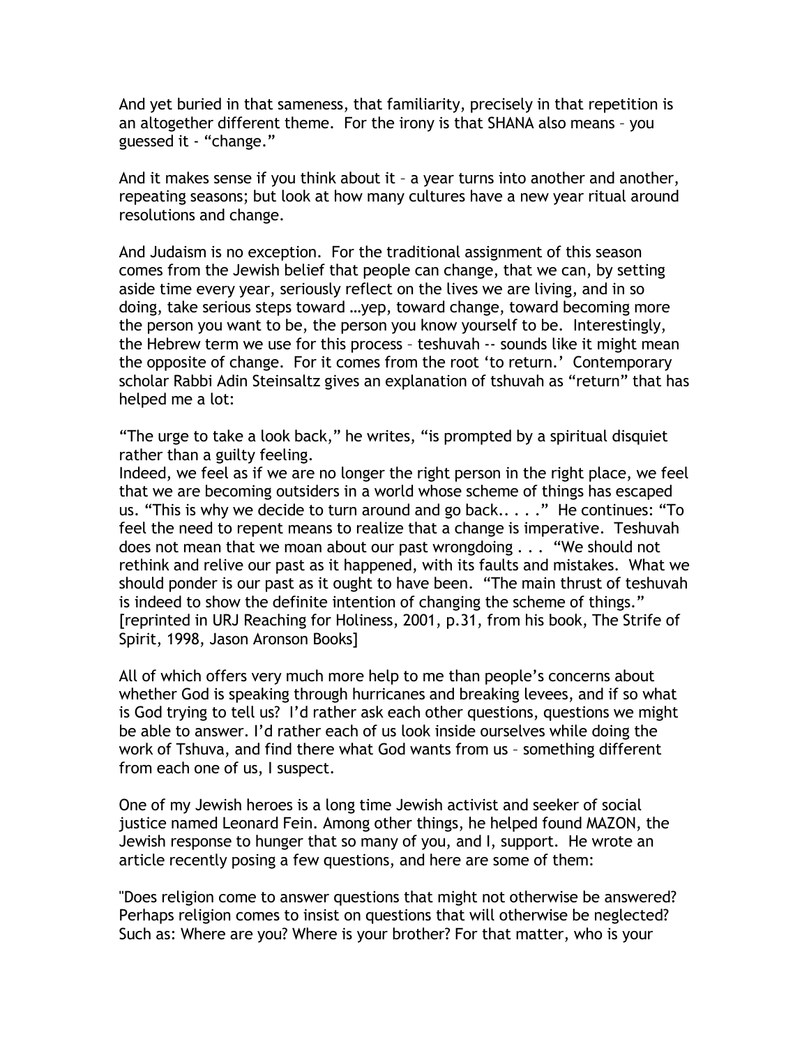And yet buried in that sameness, that familiarity, precisely in that repetition is an altogether different theme. For the irony is that SHANA also means – you guessed it - "change."

And it makes sense if you think about it – a year turns into another and another, repeating seasons; but look at how many cultures have a new year ritual around resolutions and change.

And Judaism is no exception. For the traditional assignment of this season comes from the Jewish belief that people can change, that we can, by setting aside time every year, seriously reflect on the lives we are living, and in so doing, take serious steps toward …yep, toward change, toward becoming more the person you want to be, the person you know yourself to be. Interestingly, the Hebrew term we use for this process – teshuvah -- sounds like it might mean the opposite of change. For it comes from the root 'to return.' Contemporary scholar Rabbi Adin Steinsaltz gives an explanation of tshuvah as "return" that has helped me a lot:

"The urge to take a look back," he writes, "is prompted by a spiritual disquiet rather than a guilty feeling.
Indeed, we feel as if we are no longer the right person in the right place, we feel that we are becoming outsiders in a world whose scheme of things has escaped us. "This is why we decide to turn around and go back.. . . . ." He continues: "To feel the need to repent means to realize that a change is imperative. Teshuvah does not mean that we moan about our past wrongdoing . . . "We should not rethink and relive our past as it happened, with its faults and mistakes. What we should ponder is our past as it ought to have been. "The main thrust of teshuvah is indeed to show the definite intention of changing the scheme of things." [reprinted in URJ Reaching for Holiness, 2001, p.31, from his book, The Strife of Spirit, 1998, Jason Aronson Books]

All of which offers very much more help to me than people's concerns about whether God is speaking through hurricanes and breaking levees, and if so what is God trying to tell us? I'd rather ask each other questions, questions we might be able to answer. I'd rather each of us look inside ourselves while doing the work of Tshuva, and find there what God wants from us – something different from each one of us, I suspect.

One of my Jewish heroes is a long time Jewish activist and seeker of social justice named Leonard Fein. Among other things, he helped found MAZON, the Jewish response to hunger that so many of you, and I, support. He wrote an article recently posing a few questions, and here are some of them:

"Does religion come to answer questions that might not otherwise be answered? Perhaps religion comes to insist on questions that will otherwise be neglected? Such as: Where are you? Where is your brother? For that matter, who is your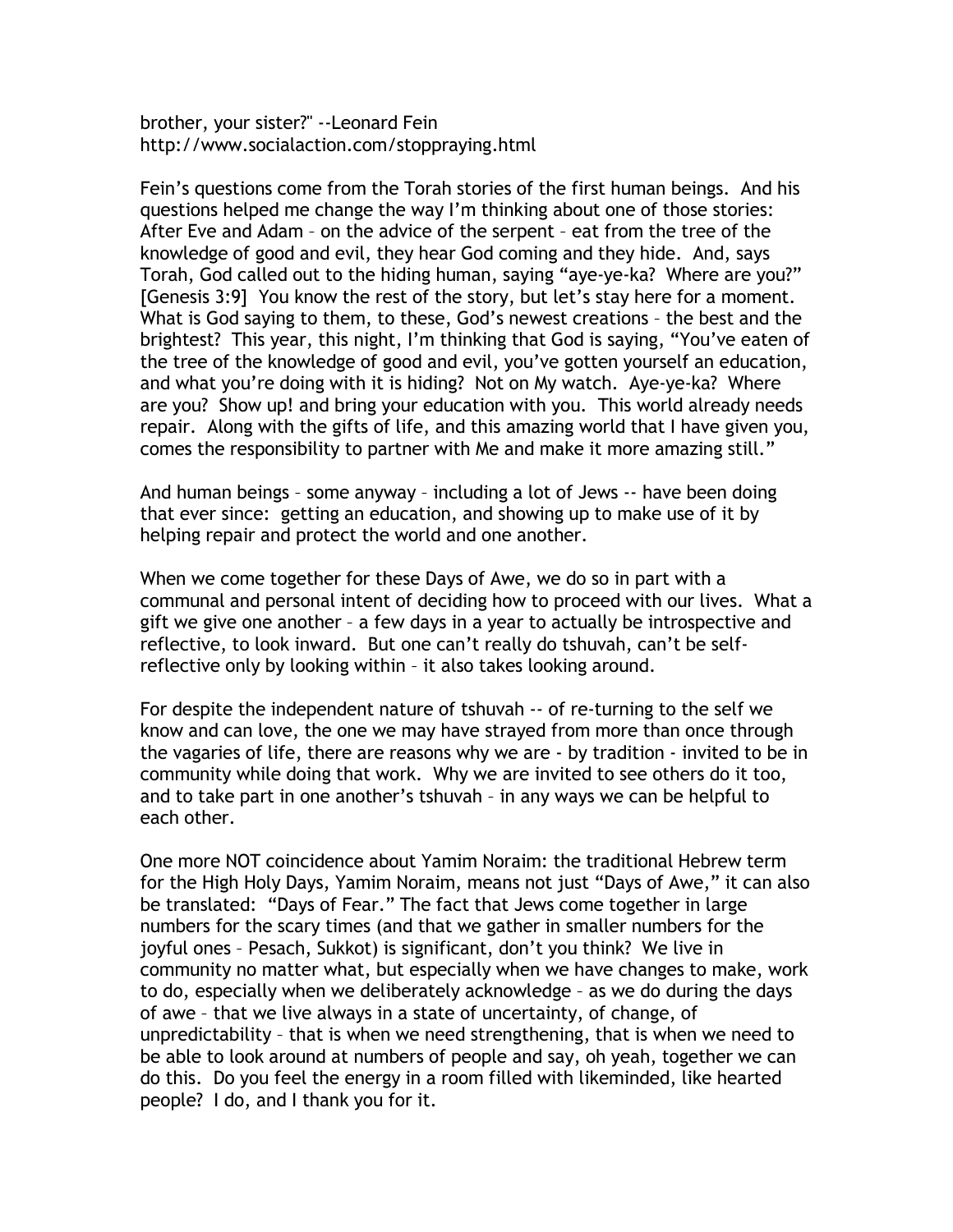brother, your sister?" --Leonard Fein
http://www.socialaction.com/stoppraying.html

Fein's questions come from the Torah stories of the first human beings. And his questions helped me change the way I'm thinking about one of those stories: After Eve and Adam – on the advice of the serpent – eat from the tree of the knowledge of good and evil, they hear God coming and they hide. And, says Torah, God called out to the hiding human, saying "aye-ye-ka? Where are you?" [Genesis 3:9] You know the rest of the story, but let's stay here for a moment. What is God saying to them, to these, God's newest creations – the best and the brightest? This year, this night, I'm thinking that God is saying, "You've eaten of the tree of the knowledge of good and evil, you've gotten yourself an education, and what you're doing with it is hiding? Not on My watch. Aye-ye-ka? Where are you? Show up! and bring your education with you. This world already needs repair. Along with the gifts of life, and this amazing world that I have given you, comes the responsibility to partner with Me and make it more amazing still."

And human beings – some anyway – including a lot of Jews -- have been doing that ever since: getting an education, and showing up to make use of it by helping repair and protect the world and one another.

When we come together for these Days of Awe, we do so in part with a communal and personal intent of deciding how to proceed with our lives. What a gift we give one another – a few days in a year to actually be introspective and reflective, to look inward. But one can't really do tshuvah, can't be self-reflective only by looking within – it also takes looking around.

For despite the independent nature of tshuvah -- of re-turning to the self we know and can love, the one we may have strayed from more than once through the vagaries of life, there are reasons why we are - by tradition - invited to be in community while doing that work. Why we are invited to see others do it too, and to take part in one another's tshuvah – in any ways we can be helpful to each other.

One more NOT coincidence about Yamim Noraim: the traditional Hebrew term for the High Holy Days, Yamim Noraim, means not just "Days of Awe," it can also be translated: "Days of Fear." The fact that Jews come together in large numbers for the scary times (and that we gather in smaller numbers for the joyful ones – Pesach, Sukkot) is significant, don't you think? We live in community no matter what, but especially when we have changes to make, work to do, especially when we deliberately acknowledge – as we do during the days of awe – that we live always in a state of uncertainty, of change, of unpredictability – that is when we need strengthening, that is when we need to be able to look around at numbers of people and say, oh yeah, together we can do this. Do you feel the energy in a room filled with likeminded, like hearted people? I do, and I thank you for it.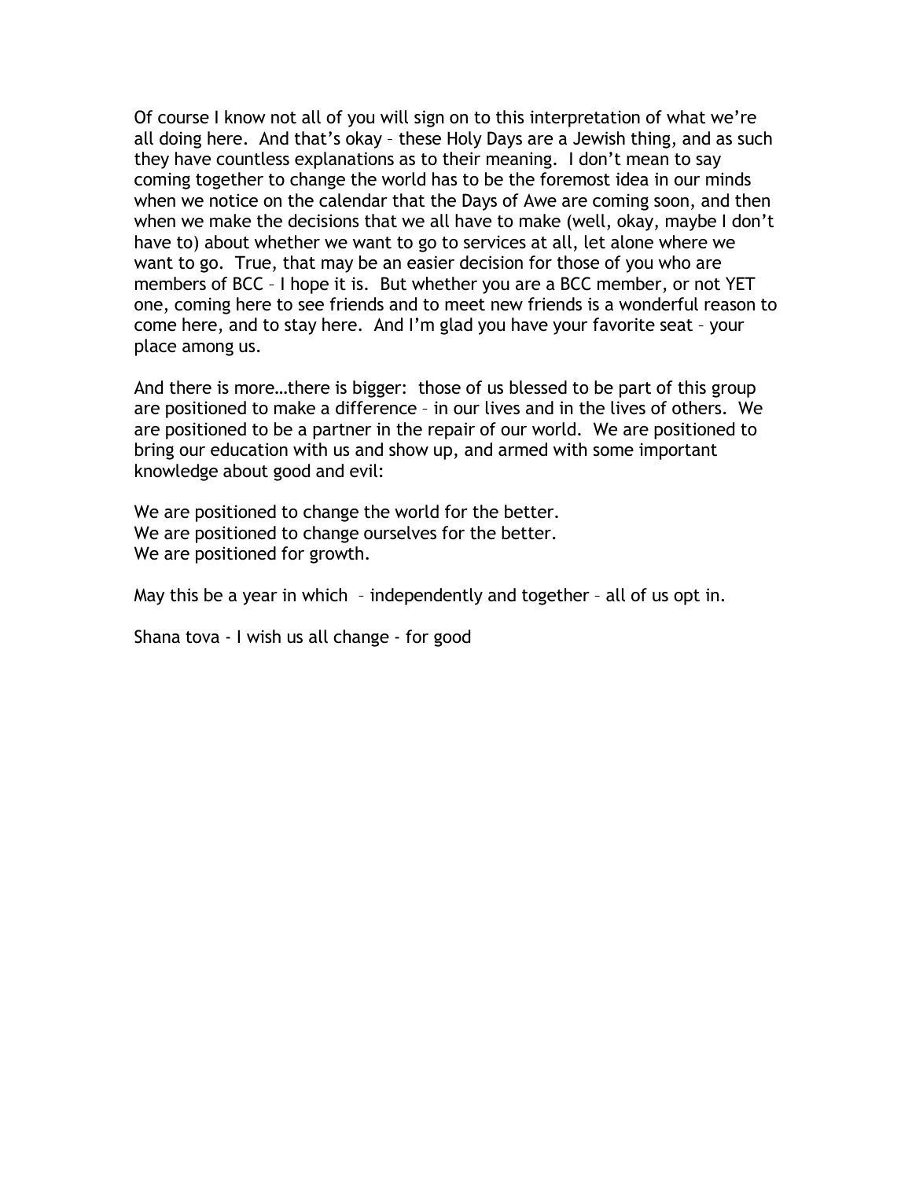Of course I know not all of you will sign on to this interpretation of what we're all doing here. And that's okay – these Holy Days are a Jewish thing, and as such they have countless explanations as to their meaning. I don't mean to say coming together to change the world has to be the foremost idea in our minds when we notice on the calendar that the Days of Awe are coming soon, and then when we make the decisions that we all have to make (well, okay, maybe I don't have to) about whether we want to go to services at all, let alone where we want to go. True, that may be an easier decision for those of you who are members of BCC – I hope it is. But whether you are a BCC member, or not YET one, coming here to see friends and to meet new friends is a wonderful reason to come here, and to stay here. And I'm glad you have your favorite seat – your place among us.

And there is more…there is bigger: those of us blessed to be part of this group are positioned to make a difference – in our lives and in the lives of others. We are positioned to be a partner in the repair of our world. We are positioned to bring our education with us and show up, and armed with some important knowledge about good and evil:

We are positioned to change the world for the better.
We are positioned to change ourselves for the better.
We are positioned for growth.

May this be a year in which – independently and together – all of us opt in.

Shana tova - I wish us all change - for good